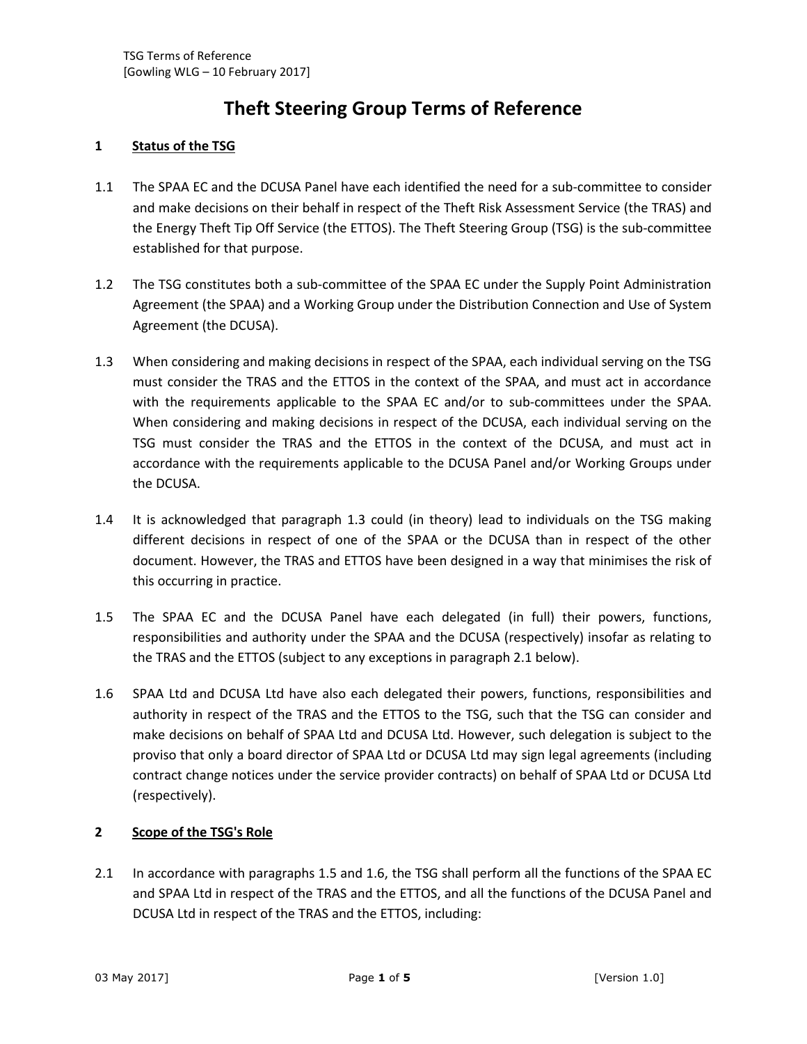# Theft Steering Group Terms of Reference

## 1 Status of the TSG

1.1 The SPAA EC and the DCUSA Panel have each identified the need for a sub-committee to consider and make decisions on their behalf in respect of the Theft Risk Assessment Service (the TRAS) and the Energy Theft Tip Off Service (the ETTOS). The Theft Steering Group (TSG) is the sub-committee established for that purpose.

1.2 The TSG constitutes both a sub-committee of the SPAA EC under the Supply Point Administration Agreement (the SPAA) and a Working Group under the Distribution Connection and Use of System Agreement (the DCUSA).

1.3 When considering and making decisions in respect of the SPAA, each individual serving on the TSG must consider the TRAS and the ETTOS in the context of the SPAA, and must act in accordance with the requirements applicable to the SPAA EC and/or to sub-committees under the SPAA. When considering and making decisions in respect of the DCUSA, each individual serving on the TSG must consider the TRAS and the ETTOS in the context of the DCUSA, and must act in accordance with the requirements applicable to the DCUSA Panel and/or Working Groups under the DCUSA.

1.4 It is acknowledged that paragraph 1.3 could (in theory) lead to individuals on the TSG making different decisions in respect of one of the SPAA or the DCUSA than in respect of the other document. However, the TRAS and ETTOS have been designed in a way that minimises the risk of this occurring in practice.

1.5 The SPAA EC and the DCUSA Panel have each delegated (in full) their powers, functions, responsibilities and authority under the SPAA and the DCUSA (respectively) insofar as relating to the TRAS and the ETTOS (subject to any exceptions in paragraph 2.1 below).

1.6 SPAA Ltd and DCUSA Ltd have also each delegated their powers, functions, responsibilities and authority in respect of the TRAS and the ETTOS to the TSG, such that the TSG can consider and make decisions on behalf of SPAA Ltd and DCUSA Ltd. However, such delegation is subject to the proviso that only a board director of SPAA Ltd or DCUSA Ltd may sign legal agreements (including contract change notices under the service provider contracts) on behalf of SPAA Ltd or DCUSA Ltd (respectively).

## 2 Scope of the TSG's Role

2.1 In accordance with paragraphs 1.5 and 1.6, the TSG shall perform all the functions of the SPAA EC and SPAA Ltd in respect of the TRAS and the ETTOS, and all the functions of the DCUSA Panel and DCUSA Ltd in respect of the TRAS and the ETTOS, including: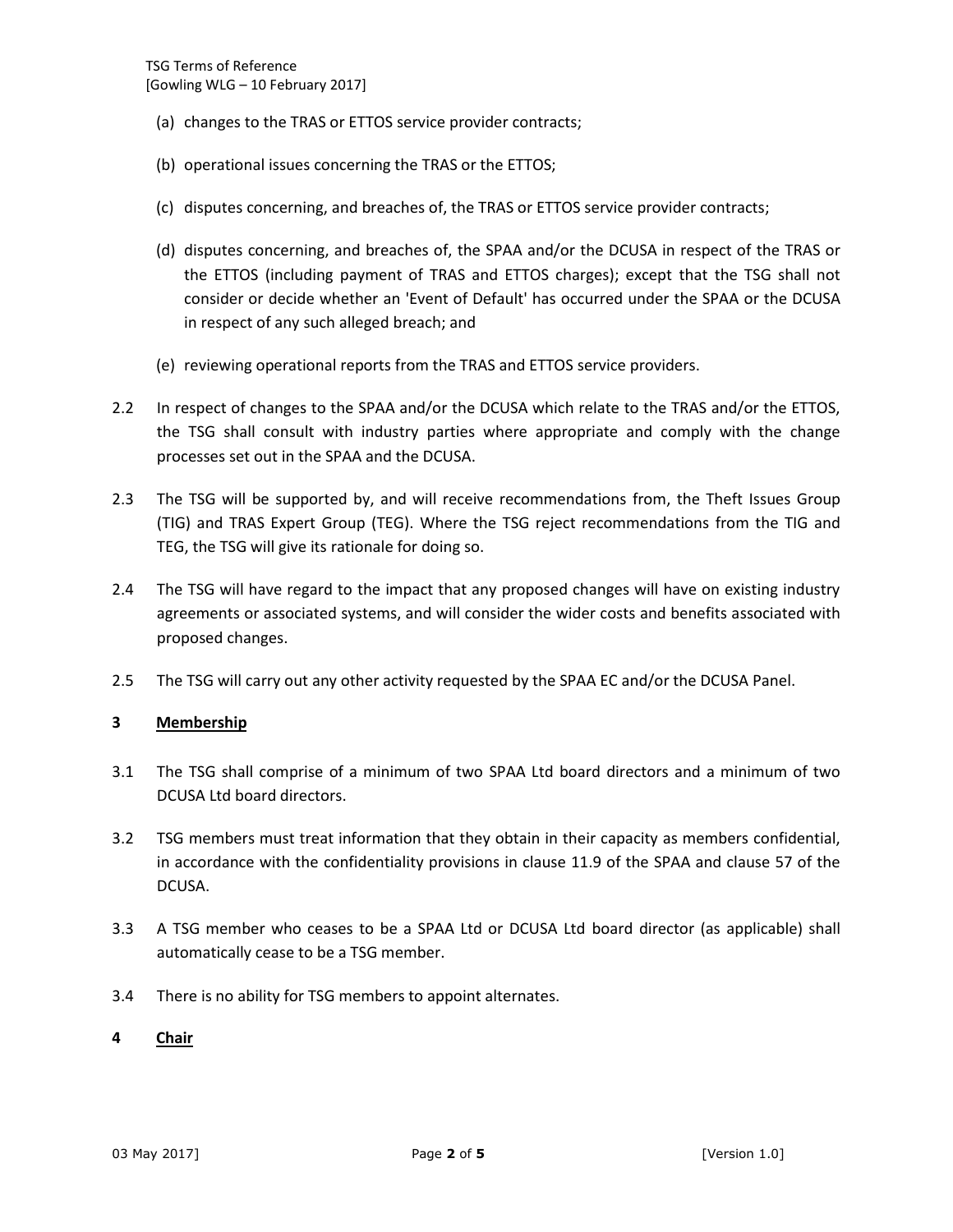(a) changes to the TRAS or ETTOS service provider contracts;

(b) operational issues concerning the TRAS or the ETTOS;

(c) disputes concerning, and breaches of, the TRAS or ETTOS service provider contracts;

(d) disputes concerning, and breaches of, the SPAA and/or the DCUSA in respect of the TRAS or the ETTOS (including payment of TRAS and ETTOS charges); except that the TSG shall not consider or decide whether an 'Event of Default' has occurred under the SPAA or the DCUSA in respect of any such alleged breach; and

(e) reviewing operational reports from the TRAS and ETTOS service providers.

2.2 In respect of changes to the SPAA and/or the DCUSA which relate to the TRAS and/or the ETTOS, the TSG shall consult with industry parties where appropriate and comply with the change processes set out in the SPAA and the DCUSA.

2.3 The TSG will be supported by, and will receive recommendations from, the Theft Issues Group (TIG) and TRAS Expert Group (TEG). Where the TSG reject recommendations from the TIG and TEG, the TSG will give its rationale for doing so.

2.4 The TSG will have regard to the impact that any proposed changes will have on existing industry agreements or associated systems, and will consider the wider costs and benefits associated with proposed changes.

2.5 The TSG will carry out any other activity requested by the SPAA EC and/or the DCUSA Panel.

## 3 Membership

3.1 The TSG shall comprise of a minimum of two SPAA Ltd board directors and a minimum of two DCUSA Ltd board directors.

3.2 TSG members must treat information that they obtain in their capacity as members confidential, in accordance with the confidentiality provisions in clause 11.9 of the SPAA and clause 57 of the DCUSA.

3.3 A TSG member who ceases to be a SPAA Ltd or DCUSA Ltd board director (as applicable) shall automatically cease to be a TSG member.

3.4 There is no ability for TSG members to appoint alternates.

## 4 Chair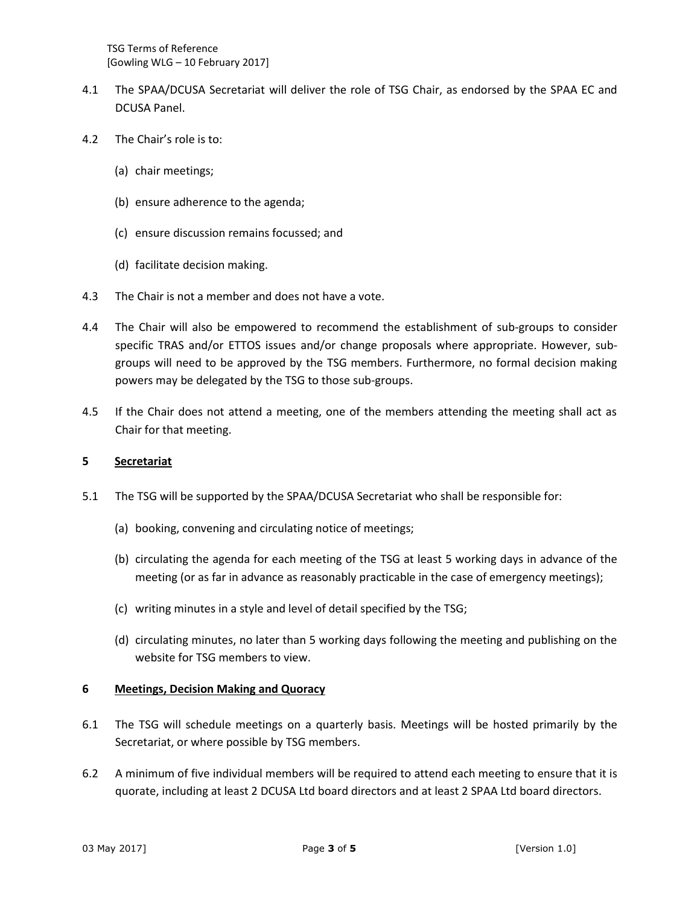4.1 The SPAA/DCUSA Secretariat will deliver the role of TSG Chair, as endorsed by the SPAA EC and DCUSA Panel.

4.2 The Chair's role is to:

(a) chair meetings;

(b) ensure adherence to the agenda;

(c) ensure discussion remains focussed; and

(d) facilitate decision making.

4.3 The Chair is not a member and does not have a vote.

4.4 The Chair will also be empowered to recommend the establishment of sub-groups to consider specific TRAS and/or ETTOS issues and/or change proposals where appropriate. However, sub-groups will need to be approved by the TSG members. Furthermore, no formal decision making powers may be delegated by the TSG to those sub-groups.

4.5 If the Chair does not attend a meeting, one of the members attending the meeting shall act as Chair for that meeting.

## 5 Secretariat

5.1 The TSG will be supported by the SPAA/DCUSA Secretariat who shall be responsible for:

(a) booking, convening and circulating notice of meetings;

(b) circulating the agenda for each meeting of the TSG at least 5 working days in advance of the meeting (or as far in advance as reasonably practicable in the case of emergency meetings);

(c) writing minutes in a style and level of detail specified by the TSG;

(d) circulating minutes, no later than 5 working days following the meeting and publishing on the website for TSG members to view.

## 6 Meetings, Decision Making and Quoracy

6.1 The TSG will schedule meetings on a quarterly basis. Meetings will be hosted primarily by the Secretariat, or where possible by TSG members.

6.2 A minimum of five individual members will be required to attend each meeting to ensure that it is quorate, including at least 2 DCUSA Ltd board directors and at least 2 SPAA Ltd board directors.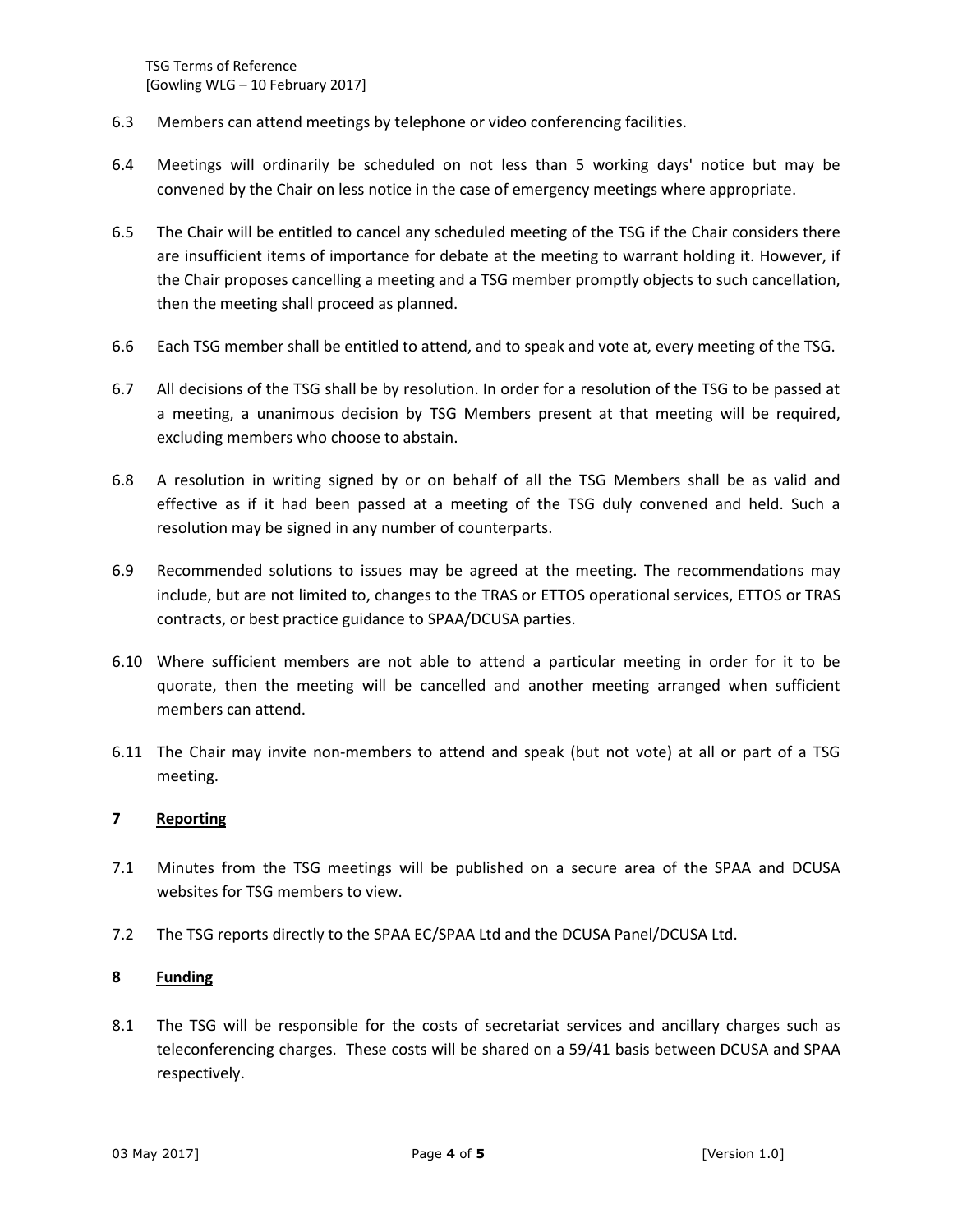6.3 Members can attend meetings by telephone or video conferencing facilities.

6.4 Meetings will ordinarily be scheduled on not less than 5 working days' notice but may be convened by the Chair on less notice in the case of emergency meetings where appropriate.

6.5 The Chair will be entitled to cancel any scheduled meeting of the TSG if the Chair considers there are insufficient items of importance for debate at the meeting to warrant holding it. However, if the Chair proposes cancelling a meeting and a TSG member promptly objects to such cancellation, then the meeting shall proceed as planned.

6.6 Each TSG member shall be entitled to attend, and to speak and vote at, every meeting of the TSG.

6.7 All decisions of the TSG shall be by resolution. In order for a resolution of the TSG to be passed at a meeting, a unanimous decision by TSG Members present at that meeting will be required, excluding members who choose to abstain.

6.8 A resolution in writing signed by or on behalf of all the TSG Members shall be as valid and effective as if it had been passed at a meeting of the TSG duly convened and held. Such a resolution may be signed in any number of counterparts.

6.9 Recommended solutions to issues may be agreed at the meeting. The recommendations may include, but are not limited to, changes to the TRAS or ETTOS operational services, ETTOS or TRAS contracts, or best practice guidance to SPAA/DCUSA parties.

6.10 Where sufficient members are not able to attend a particular meeting in order for it to be quorate, then the meeting will be cancelled and another meeting arranged when sufficient members can attend.

6.11 The Chair may invite non-members to attend and speak (but not vote) at all or part of a TSG meeting.

## 7 Reporting

7.1 Minutes from the TSG meetings will be published on a secure area of the SPAA and DCUSA websites for TSG members to view.

7.2 The TSG reports directly to the SPAA EC/SPAA Ltd and the DCUSA Panel/DCUSA Ltd.

## 8 Funding

8.1 The TSG will be responsible for the costs of secretariat services and ancillary charges such as teleconferencing charges. These costs will be shared on a 59/41 basis between DCUSA and SPAA respectively.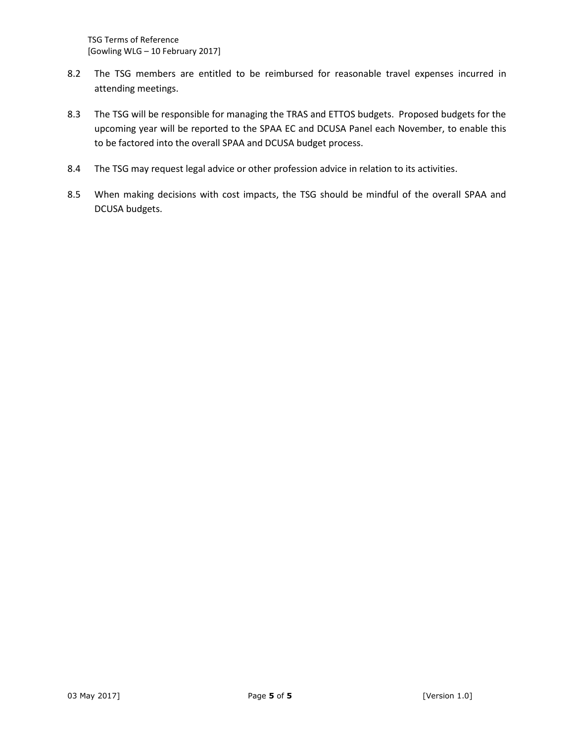8.2 The TSG members are entitled to be reimbursed for reasonable travel expenses incurred in attending meetings.

8.3 The TSG will be responsible for managing the TRAS and ETTOS budgets. Proposed budgets for the upcoming year will be reported to the SPAA EC and DCUSA Panel each November, to enable this to be factored into the overall SPAA and DCUSA budget process.

8.4 The TSG may request legal advice or other profession advice in relation to its activities.

8.5 When making decisions with cost impacts, the TSG should be mindful of the overall SPAA and DCUSA budgets.